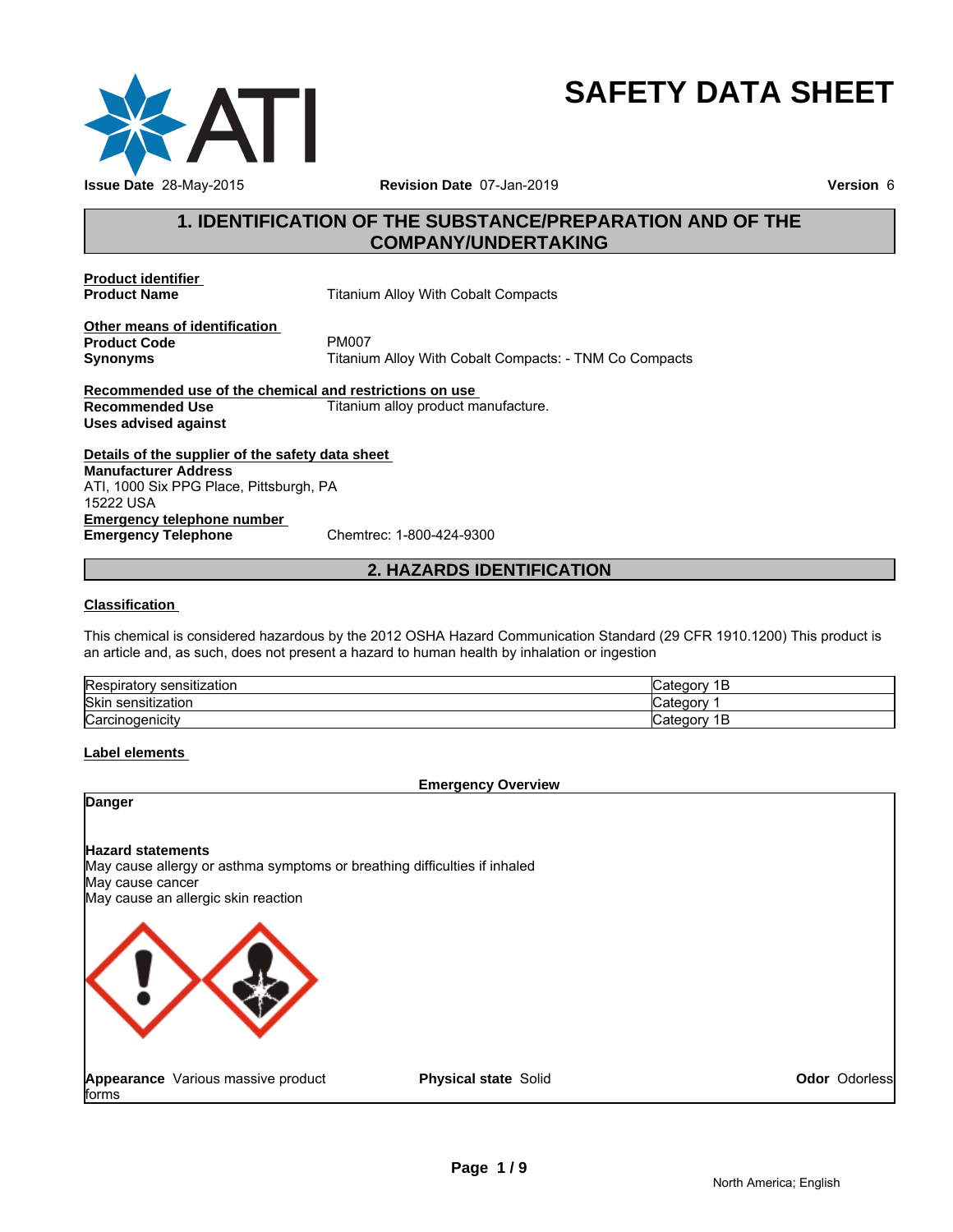# SAFETY DATA SHEET

**Issue Date** 28-May-2015 **Revision Date** 07-Jan-2019 **Version** 6

## 1. IDENTIFICATION OF THE SUBSTANCE/PREPARATION AND OF THE COMPANY/UNDERTAKING

**Product identifier**

**Product Name** Titanium Alloy With Cobalt Compacts

**Other means of identification**

**Product Code** PM007

**Synonyms** Titanium Alloy With Cobalt Compacts: - TNM Co Compacts

**Recommended use of the chemical and restrictions on use**

**Recommended Use** Titanium alloy product manufacture.

**Uses advised against**

**Details of the supplier of the safety data sheet**

**Manufacturer Address**
ATI, 1000 Six PPG Place, Pittsburgh, PA
15222 USA

**Emergency telephone number**

**Emergency Telephone** Chemtrec: 1-800-424-9300

## 2. HAZARDS IDENTIFICATION

**Classification**

This chemical is considered hazardous by the 2012 OSHA Hazard Communication Standard (29 CFR 1910.1200) This product is an article and, as such, does not present a hazard to human health by inhalation or ingestion

| | |
|---|---|
| Respiratory sensitization | Category 1B |
| Skin sensitization | Category 1 |
| Carcinogenicity | Category 1B |

**Label elements**

**Emergency Overview**

**Danger**

**Hazard statements**
May cause allergy or asthma symptoms or breathing difficulties if inhaled
May cause cancer
May cause an allergic skin reaction

**Appearance** Various massive product forms **Physical state** Solid **Odor** Odorless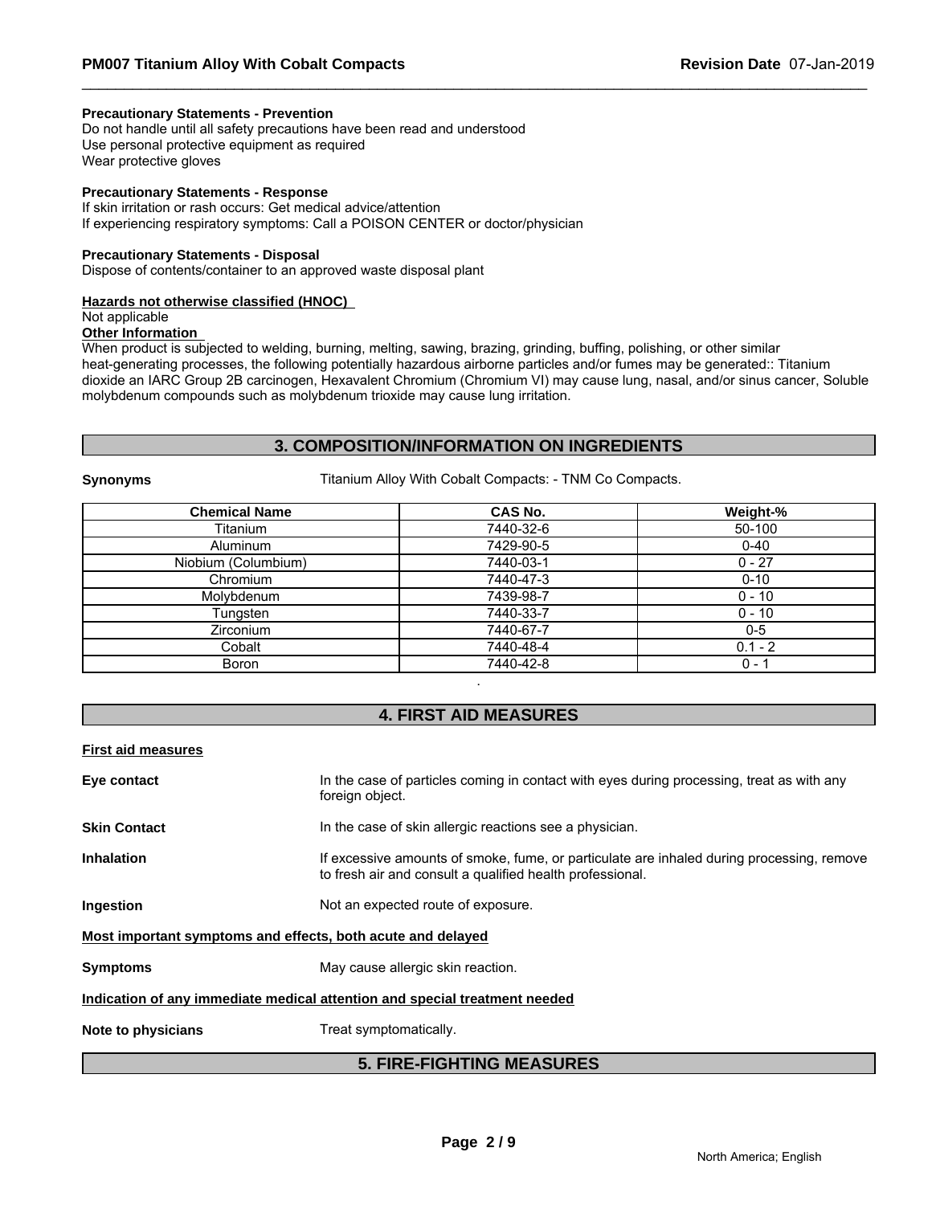**Precautionary Statements - Prevention**

Do not handle until all safety precautions have been read and understood
Use personal protective equipment as required
Wear protective gloves

**Precautionary Statements - Response**

If skin irritation or rash occurs: Get medical advice/attention
If experiencing respiratory symptoms: Call a POISON CENTER or doctor/physician

**Precautionary Statements - Disposal**

Dispose of contents/container to an approved waste disposal plant

**Hazards not otherwise classified (HNOC)**

Not applicable

**Other Information**

When product is subjected to welding, burning, melting, sawing, brazing, grinding, buffing, polishing, or other similar heat-generating processes, the following potentially hazardous airborne particles and/or fumes may be generated:: Titanium dioxide an IARC Group 2B carcinogen, Hexavalent Chromium (Chromium VI) may cause lung, nasal, and/or sinus cancer, Soluble molybdenum compounds such as molybdenum trioxide may cause lung irritation.

## 3. COMPOSITION/INFORMATION ON INGREDIENTS

**Synonyms** Titanium Alloy With Cobalt Compacts: - TNM Co Compacts.

| Chemical Name | CAS No. | Weight-% |
| --- | --- | --- |
| Titanium | 7440-32-6 | 50-100 |
| Aluminum | 7429-90-5 | 0-40 |
| Niobium (Columbium) | 7440-03-1 | 0 - 27 |
| Chromium | 7440-47-3 | 0-10 |
| Molybdenum | 7439-98-7 | 0 - 10 |
| Tungsten | 7440-33-7 | 0 - 10 |
| Zirconium | 7440-67-7 | 0-5 |
| Cobalt | 7440-48-4 | 0.1 - 2 |
| Boron | 7440-42-8 | 0 - 1 |

.

## 4. FIRST AID MEASURES

**First aid measures**

**Eye contact** In the case of particles coming in contact with eyes during processing, treat as with any foreign object.

**Skin Contact** In the case of skin allergic reactions see a physician.

**Inhalation** If excessive amounts of smoke, fume, or particulate are inhaled during processing, remove to fresh air and consult a qualified health professional.

**Ingestion** Not an expected route of exposure.

**Most important symptoms and effects, both acute and delayed**

**Symptoms** May cause allergic skin reaction.

**Indication of any immediate medical attention and special treatment needed**

**Note to physicians** Treat symptomatically.

## 5. FIRE-FIGHTING MEASURES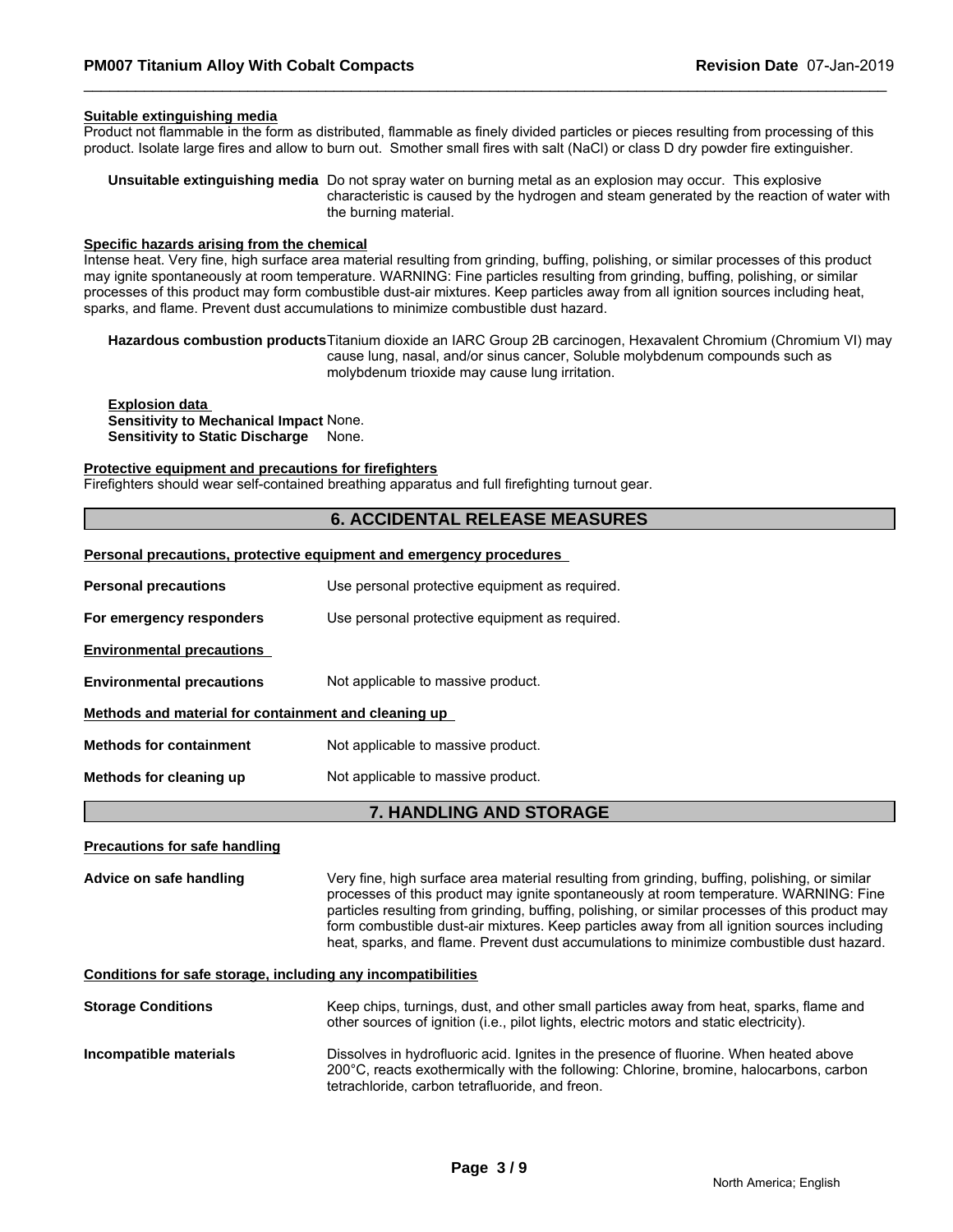**Suitable extinguishing media**

Product not flammable in the form as distributed, flammable as finely divided particles or pieces resulting from processing of this product. Isolate large fires and allow to burn out. Smother small fires with salt (NaCl) or class D dry powder fire extinguisher.

**Unsuitable extinguishing media** Do not spray water on burning metal as an explosion may occur. This explosive characteristic is caused by the hydrogen and steam generated by the reaction of water with the burning material.

**Specific hazards arising from the chemical**

Intense heat. Very fine, high surface area material resulting from grinding, buffing, polishing, or similar processes of this product may ignite spontaneously at room temperature. WARNING: Fine particles resulting from grinding, buffing, polishing, or similar processes of this product may form combustible dust-air mixtures. Keep particles away from all ignition sources including heat, sparks, and flame. Prevent dust accumulations to minimize combustible dust hazard.

**Hazardous combustion products** Titanium dioxide an IARC Group 2B carcinogen, Hexavalent Chromium (Chromium VI) may cause lung, nasal, and/or sinus cancer, Soluble molybdenum compounds such as molybdenum trioxide may cause lung irritation.

**Explosion data**

**Sensitivity to Mechanical Impact** None.

**Sensitivity to Static Discharge** None.

**Protective equipment and precautions for firefighters**

Firefighters should wear self-contained breathing apparatus and full firefighting turnout gear.

## 6. ACCIDENTAL RELEASE MEASURES

**Personal precautions, protective equipment and emergency procedures**

**Personal precautions** Use personal protective equipment as required.

**For emergency responders** Use personal protective equipment as required.

**Environmental precautions**

**Environmental precautions** Not applicable to massive product.

**Methods and material for containment and cleaning up**

**Methods for containment** Not applicable to massive product.

**Methods for cleaning up** Not applicable to massive product.

## 7. HANDLING AND STORAGE

**Precautions for safe handling**

**Advice on safe handling** Very fine, high surface area material resulting from grinding, buffing, polishing, or similar processes of this product may ignite spontaneously at room temperature. WARNING: Fine particles resulting from grinding, buffing, polishing, or similar processes of this product may form combustible dust-air mixtures. Keep particles away from all ignition sources including heat, sparks, and flame. Prevent dust accumulations to minimize combustible dust hazard.

**Conditions for safe storage, including any incompatibilities**

**Storage Conditions** Keep chips, turnings, dust, and other small particles away from heat, sparks, flame and other sources of ignition (i.e., pilot lights, electric motors and static electricity).

**Incompatible materials** Dissolves in hydrofluoric acid. Ignites in the presence of fluorine. When heated above 200°C, reacts exothermically with the following: Chlorine, bromine, halocarbons, carbon tetrachloride, carbon tetrafluoride, and freon.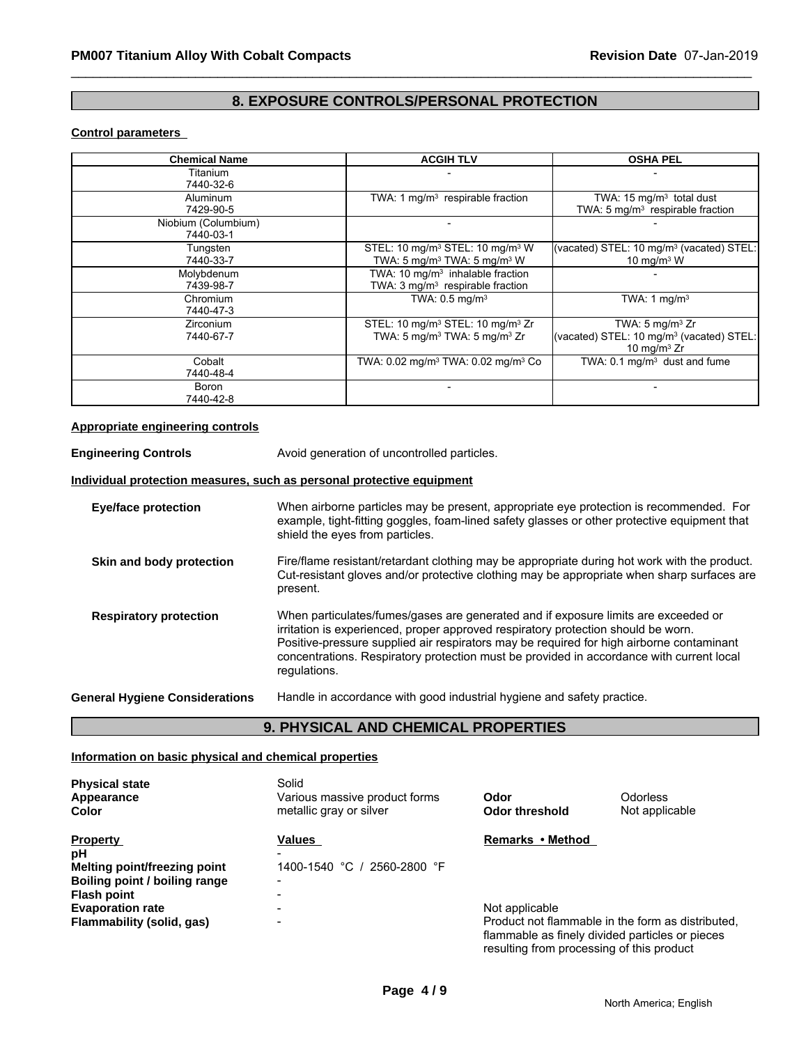## 8. EXPOSURE CONTROLS/PERSONAL PROTECTION

**Control parameters**

| Chemical Name | ACGIH TLV | OSHA PEL |
|---|---|---|
| Titanium 7440-32-6 | - | - |
| Aluminum 7429-90-5 | TWA: 1 mg/m³ respirable fraction | TWA: 15 mg/m³ total dust TWA: 5 mg/m³ respirable fraction |
| Niobium (Columbium) 7440-03-1 | - | - |
| Tungsten 7440-33-7 | STEL: 10 mg/m³ STEL: 10 mg/m³ W TWA: 5 mg/m³ TWA: 5 mg/m³ W | (vacated) STEL: 10 mg/m³ (vacated) STEL: 10 mg/m³ W |
| Molybdenum 7439-98-7 | TWA: 10 mg/m³ inhalable fraction TWA: 3 mg/m³ respirable fraction | - |
| Chromium 7440-47-3 | TWA: 0.5 mg/m³ | TWA: 1 mg/m³ |
| Zirconium 7440-67-7 | STEL: 10 mg/m³ STEL: 10 mg/m³ Zr TWA: 5 mg/m³ TWA: 5 mg/m³ Zr | TWA: 5 mg/m³ Zr (vacated) STEL: 10 mg/m³ (vacated) STEL: 10 mg/m³ Zr |
| Cobalt 7440-48-4 | TWA: 0.02 mg/m³ TWA: 0.02 mg/m³ Co | TWA: 0.1 mg/m³ dust and fume |
| Boron 7440-42-8 | - | - |

**Appropriate engineering controls**

**Engineering Controls** Avoid generation of uncontrolled particles.

**Individual protection measures, such as personal protective equipment**

**Eye/face protection** When airborne particles may be present, appropriate eye protection is recommended. For example, tight-fitting goggles, foam-lined safety glasses or other protective equipment that shield the eyes from particles.

**Skin and body protection** Fire/flame resistant/retardant clothing may be appropriate during hot work with the product. Cut-resistant gloves and/or protective clothing may be appropriate when sharp surfaces are present.

**Respiratory protection** When particulates/fumes/gases are generated and if exposure limits are exceeded or irritation is experienced, proper approved respiratory protection should be worn. Positive-pressure supplied air respirators may be required for high airborne contaminant concentrations. Respiratory protection must be provided in accordance with current local regulations.

**General Hygiene Considerations** Handle in accordance with good industrial hygiene and safety practice.

## 9. PHYSICAL AND CHEMICAL PROPERTIES

**Information on basic physical and chemical properties**

**Physical state** Solid
**Appearance** Various massive product forms
**Color** metallic gray or silver
**Odor** Odorless
**Odor threshold** Not applicable

| Property | Values | Remarks • Method |
|---|---|---|
| **pH** | - | |
| **Melting point/freezing point** | 1400-1540 °C / 2560-2800 °F | |
| **Boiling point / boiling range** | - | |
| **Flash point** | - | |
| **Evaporation rate** | - | Not applicable |
| **Flammability (solid, gas)** | - | Product not flammable in the form as distributed, flammable as finely divided particles or pieces resulting from processing of this product |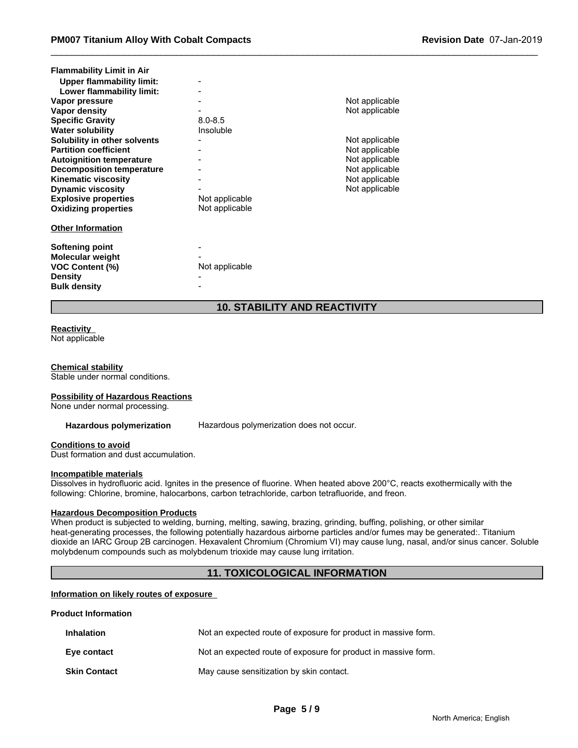| | | |
|---|---|---|
| **Flammability Limit in Air** | | |
| **Upper flammability limit:** | - | |
| **Lower flammability limit:** | - | |
| **Vapor pressure** | - | Not applicable |
| **Vapor density** | - | Not applicable |
| **Specific Gravity** | 8.0-8.5 | |
| **Water solubility** | Insoluble | |
| **Solubility in other solvents** | - | Not applicable |
| **Partition coefficient** | - | Not applicable |
| **Autoignition temperature** | - | Not applicable |
| **Decomposition temperature** | - | Not applicable |
| **Kinematic viscosity** | - | Not applicable |
| **Dynamic viscosity** | - | Not applicable |
| **Explosive properties** | Not applicable | |
| **Oxidizing properties** | Not applicable | |

**Other Information**

| | |
|---|---|
| **Softening point** | - |
| **Molecular weight** | - |
| **VOC Content (%)** | Not applicable |
| **Density** | - |
| **Bulk density** | - |

## 10. STABILITY AND REACTIVITY

**Reactivity**
Not applicable

**Chemical stability**
Stable under normal conditions.

**Possibility of Hazardous Reactions**
None under normal processing.

**Hazardous polymerization** Hazardous polymerization does not occur.

**Conditions to avoid**
Dust formation and dust accumulation.

**Incompatible materials**
Dissolves in hydrofluoric acid. Ignites in the presence of fluorine. When heated above 200°C, reacts exothermically with the following: Chlorine, bromine, halocarbons, carbon tetrachloride, carbon tetrafluoride, and freon.

**Hazardous Decomposition Products**
When product is subjected to welding, burning, melting, sawing, brazing, grinding, buffing, polishing, or other similar heat-generating processes, the following potentially hazardous airborne particles and/or fumes may be generated:. Titanium dioxide an IARC Group 2B carcinogen. Hexavalent Chromium (Chromium VI) may cause lung, nasal, and/or sinus cancer. Soluble molybdenum compounds such as molybdenum trioxide may cause lung irritation.

## 11. TOXICOLOGICAL INFORMATION

**Information on likely routes of exposure**

**Product Information**

| | |
|---|---|
| **Inhalation** | Not an expected route of exposure for product in massive form. |
| **Eye contact** | Not an expected route of exposure for product in massive form. |
| **Skin Contact** | May cause sensitization by skin contact. |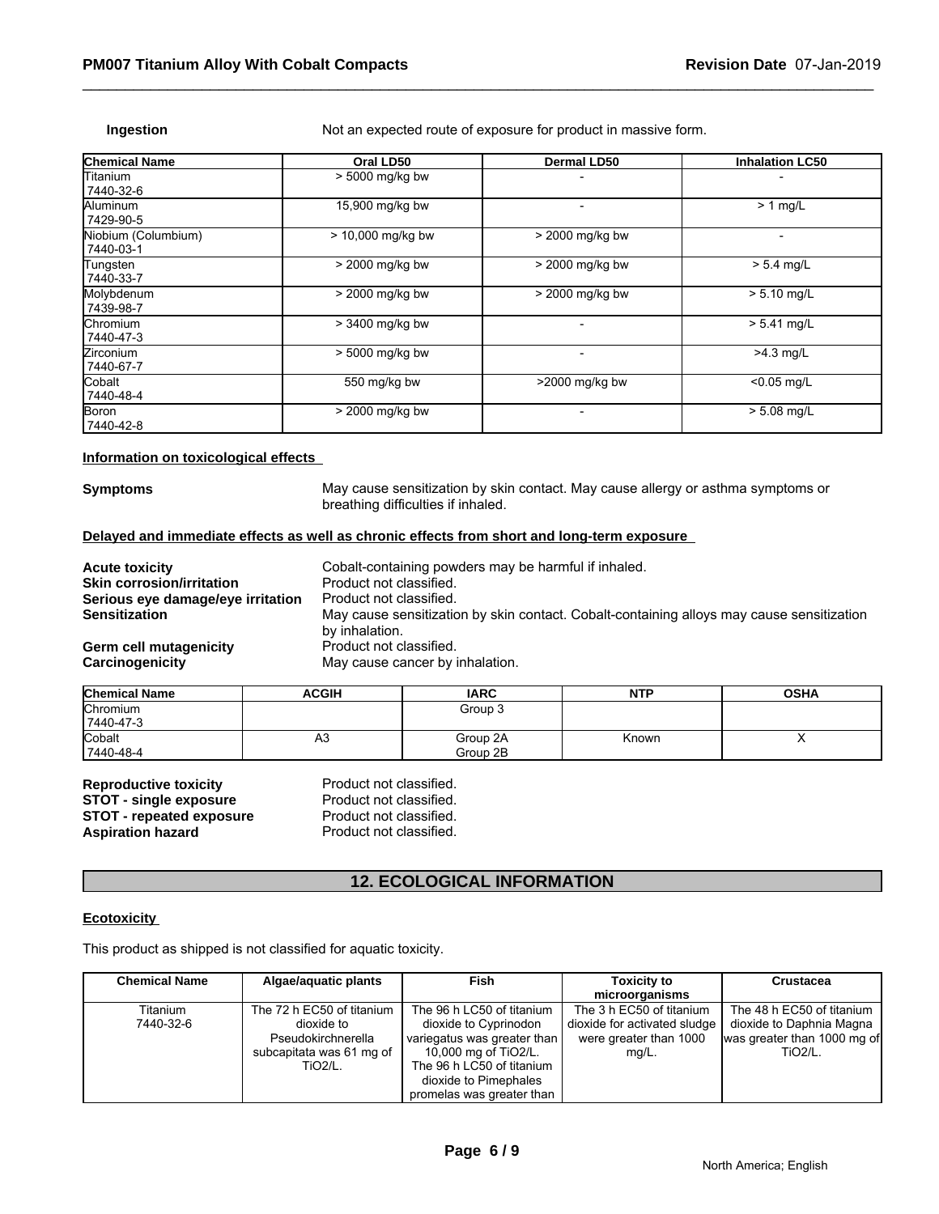**Ingestion** Not an expected route of exposure for product in massive form.

| Chemical Name | Oral LD50 | Dermal LD50 | Inhalation LC50 |
|---|---|---|---|
| Titanium<br>7440-32-6 | > 5000 mg/kg bw | - | - |
| Aluminum<br>7429-90-5 | 15,900 mg/kg bw | - | > 1 mg/L |
| Niobium (Columbium)<br>7440-03-1 | > 10,000 mg/kg bw | > 2000 mg/kg bw | - |
| Tungsten<br>7440-33-7 | > 2000 mg/kg bw | > 2000 mg/kg bw | > 5.4 mg/L |
| Molybdenum<br>7439-98-7 | > 2000 mg/kg bw | > 2000 mg/kg bw | > 5.10 mg/L |
| Chromium<br>7440-47-3 | > 3400 mg/kg bw | - | > 5.41 mg/L |
| Zirconium<br>7440-67-7 | > 5000 mg/kg bw | - | >4.3 mg/L |
| Cobalt<br>7440-48-4 | 550 mg/kg bw | >2000 mg/kg bw | <0.05 mg/L |
| Boron<br>7440-42-8 | > 2000 mg/kg bw | - | > 5.08 mg/L |

**Information on toxicological effects**

**Symptoms** May cause sensitization by skin contact. May cause allergy or asthma symptoms or breathing difficulties if inhaled.

**Delayed and immediate effects as well as chronic effects from short and long-term exposure**

**Acute toxicity** Cobalt-containing powders may be harmful if inhaled.
**Skin corrosion/irritation** Product not classified.
**Serious eye damage/eye irritation** Product not classified.
**Sensitization** May cause sensitization by skin contact. Cobalt-containing alloys may cause sensitization by inhalation.
**Germ cell mutagenicity** Product not classified.
**Carcinogenicity** May cause cancer by inhalation.

| Chemical Name | ACGIH | IARC | NTP | OSHA |
|---|---|---|---|---|
| Chromium<br>7440-47-3 | | Group 3 | | |
| Cobalt<br>7440-48-4 | A3 | Group 2A<br>Group 2B | Known | X |

**Reproductive toxicity** Product not classified.
**STOT - single exposure** Product not classified.
**STOT - repeated exposure** Product not classified.
**Aspiration hazard** Product not classified.

## 12. ECOLOGICAL INFORMATION

**Ecotoxicity**

This product as shipped is not classified for aquatic toxicity.

| Chemical Name | Algae/aquatic plants | Fish | Toxicity to microorganisms | Crustacea |
|---|---|---|---|---|
| Titanium<br>7440-32-6 | The 72 h EC50 of titanium dioxide to Pseudokirchnerella subcapitata was 61 mg of TiO2/L. | The 96 h LC50 of titanium dioxide to Cyprinodon variegatus was greater than 10,000 mg of TiO2/L. The 96 h LC50 of titanium dioxide to Pimephales promelas was greater than | The 3 h EC50 of titanium dioxide for activated sludge were greater than 1000 mg/L. | The 48 h EC50 of titanium dioxide to Daphnia Magna was greater than 1000 mg of TiO2/L. |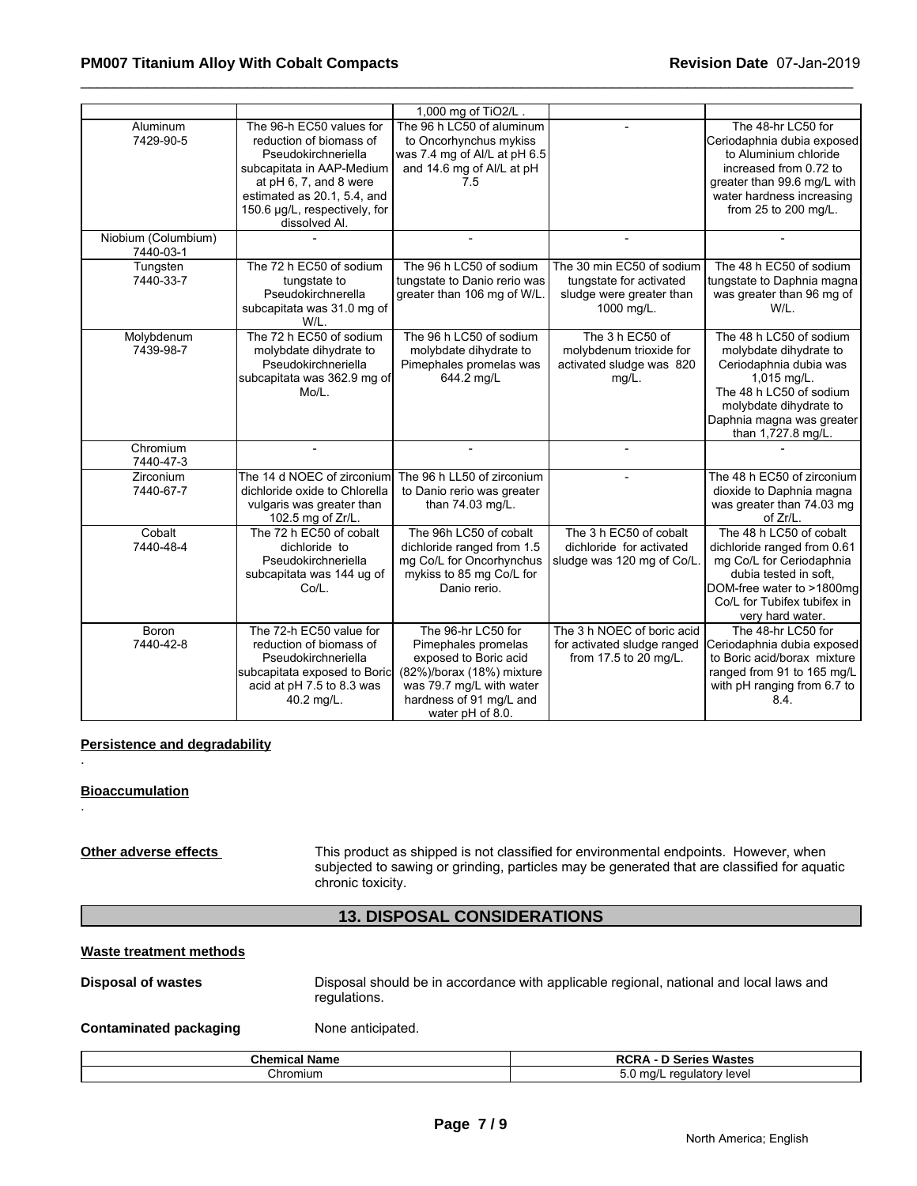| | | | | |
|---|---|---|---|---|
| | | 1,000 mg of $TiO_2$/L . | | |
| Aluminum 7429-90-5 | The 96-h EC50 values for reduction of biomass of Pseudokirchneriella subcapitata in AAP-Medium at pH 6, 7, and 8 were estimated as 20.1, 5.4, and 150.6 µg/L, respectively, for dissolved Al. | The 96 h LC50 of aluminum to Oncorhynchus mykiss was 7.4 mg of Al/L at pH 6.5 and 14.6 mg of Al/L at pH 7.5 | - | The 48-hr LC50 for Ceriodaphnia dubia exposed to Aluminium chloride increased from 0.72 to greater than 99.6 mg/L with water hardness increasing from 25 to 200 mg/L. |
| Niobium (Columbium) 7440-03-1 | - | - | - | - |
| Tungsten 7440-33-7 | The 72 h EC50 of sodium tungstate to Pseudokirchnerella subcapitata was 31.0 mg of W/L. | The 96 h LC50 of sodium tungstate to Danio rerio was greater than 106 mg of W/L. | The 30 min EC50 of sodium tungstate for activated sludge were greater than 1000 mg/L. | The 48 h EC50 of sodium tungstate to Daphnia magna was greater than 96 mg of W/L. |
| Molybdenum 7439-98-7 | The 72 h EC50 of sodium molybdate dihydrate to Pseudokirchneriella subcapitata was 362.9 mg of Mo/L. | The 96 h LC50 of sodium molybdate dihydrate to Pimephales promelas was 644.2 mg/L | The 3 h EC50 of molybdenum trioxide for activated sludge was 820 mg/L. | The 48 h LC50 of sodium molybdate dihydrate to Ceriodaphnia dubia was 1,015 mg/L. The 48 h LC50 of sodium molybdate dihydrate to Daphnia magna was greater than 1,727.8 mg/L. |
| Chromium 7440-47-3 | - | - | - | - |
| Zirconium 7440-67-7 | The 14 d NOEC of zirconium dichloride oxide to Chlorella vulgaris was greater than 102.5 mg of Zr/L. | The 96 h LL50 of zirconium to Danio rerio was greater than 74.03 mg/L. | - | The 48 h EC50 of zirconium dioxide to Daphnia magna was greater than 74.03 mg of Zr/L. |
| Cobalt 7440-48-4 | The 72 h EC50 of cobalt dichloride to Pseudokirchneriella subcapitata was 144 ug of Co/L. | The 96h LC50 of cobalt dichloride ranged from 1.5 mg Co/L for Oncorhynchus mykiss to 85 mg Co/L for Danio rerio. | The 3 h EC50 of cobalt dichloride for activated sludge was 120 mg of Co/L. | The 48 h LC50 of cobalt dichloride ranged from 0.61 mg Co/L for Ceriodaphnia dubia tested in soft, DOM-free water to >1800mg Co/L for Tubifex tubifex in very hard water. |
| Boron 7440-42-8 | The 72-h EC50 value for reduction of biomass of Pseudokirchneriella subcapitata exposed to Boric acid at pH 7.5 to 8.3 was 40.2 mg/L. | The 96-hr LC50 for Pimephales promelas exposed to Boric acid (82%)/borax (18%) mixture was 79.7 mg/L with water hardness of 91 mg/L and water pH of 8.0. | The 3 h NOEC of boric acid for activated sludge ranged from 17.5 to 20 mg/L. | The 48-hr LC50 for Ceriodaphnia dubia exposed to Boric acid/borax mixture ranged from 91 to 165 mg/L with pH ranging from 6.7 to 8.4. |

**Persistence and degradability**

.

**Bioaccumulation**

.

**Other adverse effects** This product as shipped is not classified for environmental endpoints. However, when subjected to sawing or grinding, particles may be generated that are classified for aquatic chronic toxicity.

## 13. DISPOSAL CONSIDERATIONS

**Waste treatment methods**

**Disposal of wastes** Disposal should be in accordance with applicable regional, national and local laws and regulations.

**Contaminated packaging** None anticipated.

| Chemical Name | RCRA - D Series Wastes |
|---|---|
| Chromium | 5.0 mg/L regulatory level |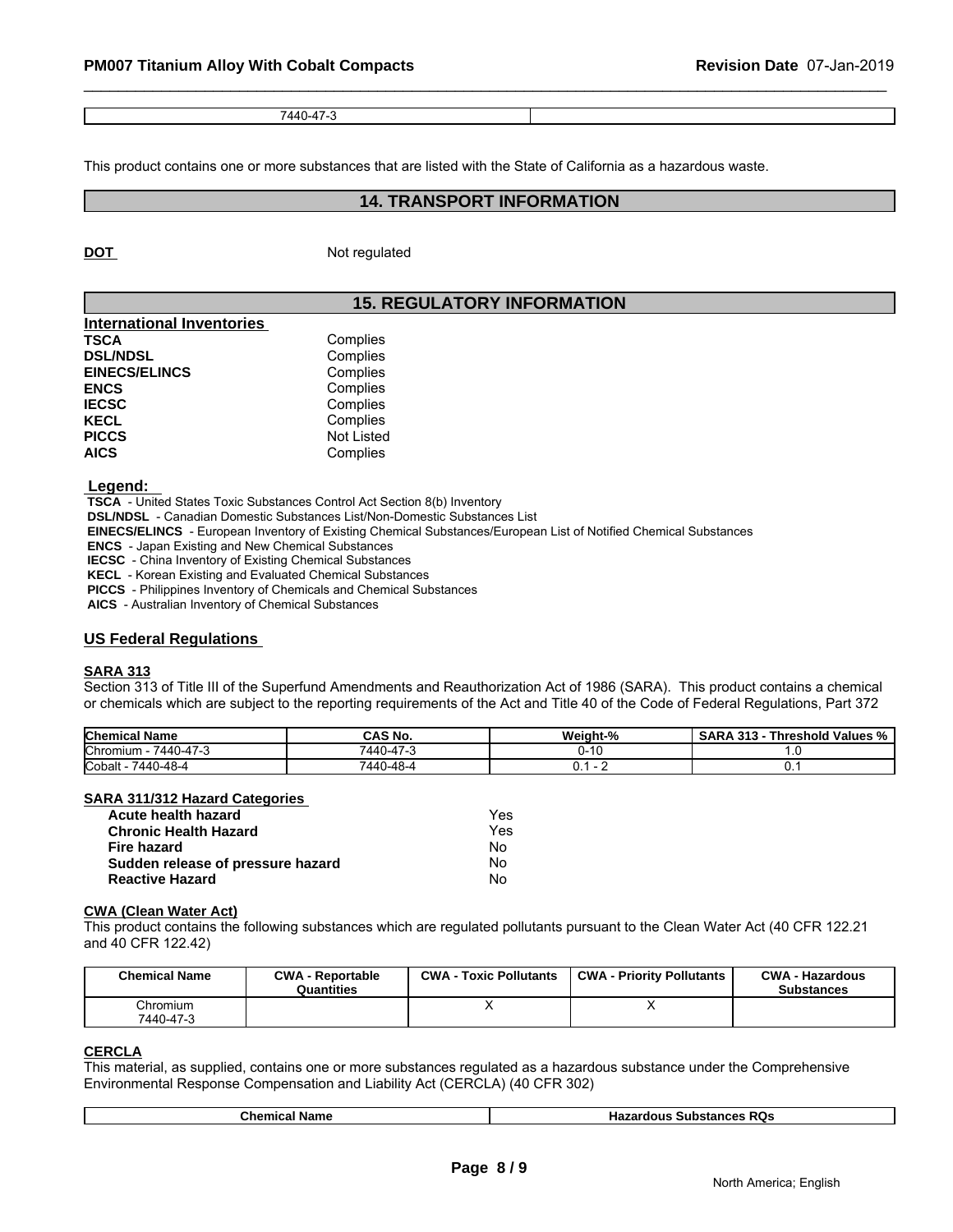| 7440-47-3 | |
|---|---|

This product contains one or more substances that are listed with the State of California as a hazardous waste.

## 14. TRANSPORT INFORMATION

**DOT** Not regulated

## 15. REGULATORY INFORMATION

**International Inventories**

| | |
|---|---|
| **TSCA** | Complies |
| **DSL/NDSL** | Complies |
| **EINECS/ELINCS** | Complies |
| **ENCS** | Complies |
| **IECSC** | Complies |
| **KECL** | Complies |
| **PICCS** | Not Listed |
| **AICS** | Complies |

**Legend:**

**TSCA** - United States Toxic Substances Control Act Section 8(b) Inventory
**DSL/NDSL** - Canadian Domestic Substances List/Non-Domestic Substances List
**EINECS/ELINCS** - European Inventory of Existing Chemical Substances/European List of Notified Chemical Substances
**ENCS** - Japan Existing and New Chemical Substances
**IECSC** - China Inventory of Existing Chemical Substances
**KECL** - Korean Existing and Evaluated Chemical Substances
**PICCS** - Philippines Inventory of Chemicals and Chemical Substances
**AICS** - Australian Inventory of Chemical Substances

### US Federal Regulations

**SARA 313**

Section 313 of Title III of the Superfund Amendments and Reauthorization Act of 1986 (SARA). This product contains a chemical or chemicals which are subject to the reporting requirements of the Act and Title 40 of the Code of Federal Regulations, Part 372

| Chemical Name | CAS No. | Weight-% | SARA 313 - Threshold Values % |
|---|---|---|---|
| Chromium - 7440-47-3 | 7440-47-3 | 0-10 | 1.0 |
| Cobalt - 7440-48-4 | 7440-48-4 | 0.1 - 2 | 0.1 |

**SARA 311/312 Hazard Categories**

| | |
|---|---|
| **Acute health hazard** | Yes |
| **Chronic Health Hazard** | Yes |
| **Fire hazard** | No |
| **Sudden release of pressure hazard** | No |
| **Reactive Hazard** | No |

**CWA (Clean Water Act)**

This product contains the following substances which are regulated pollutants pursuant to the Clean Water Act (40 CFR 122.21 and 40 CFR 122.42)

| Chemical Name | CWA - Reportable Quantities | CWA - Toxic Pollutants | CWA - Priority Pollutants | CWA - Hazardous Substances |
|---|---|---|---|---|
| Chromium 7440-47-3 | | X | X | |

**CERCLA**

This material, as supplied, contains one or more substances regulated as a hazardous substance under the Comprehensive Environmental Response Compensation and Liability Act (CERCLA) (40 CFR 302)

| Chemical Name | Hazardous Substances RQs |
|---|---|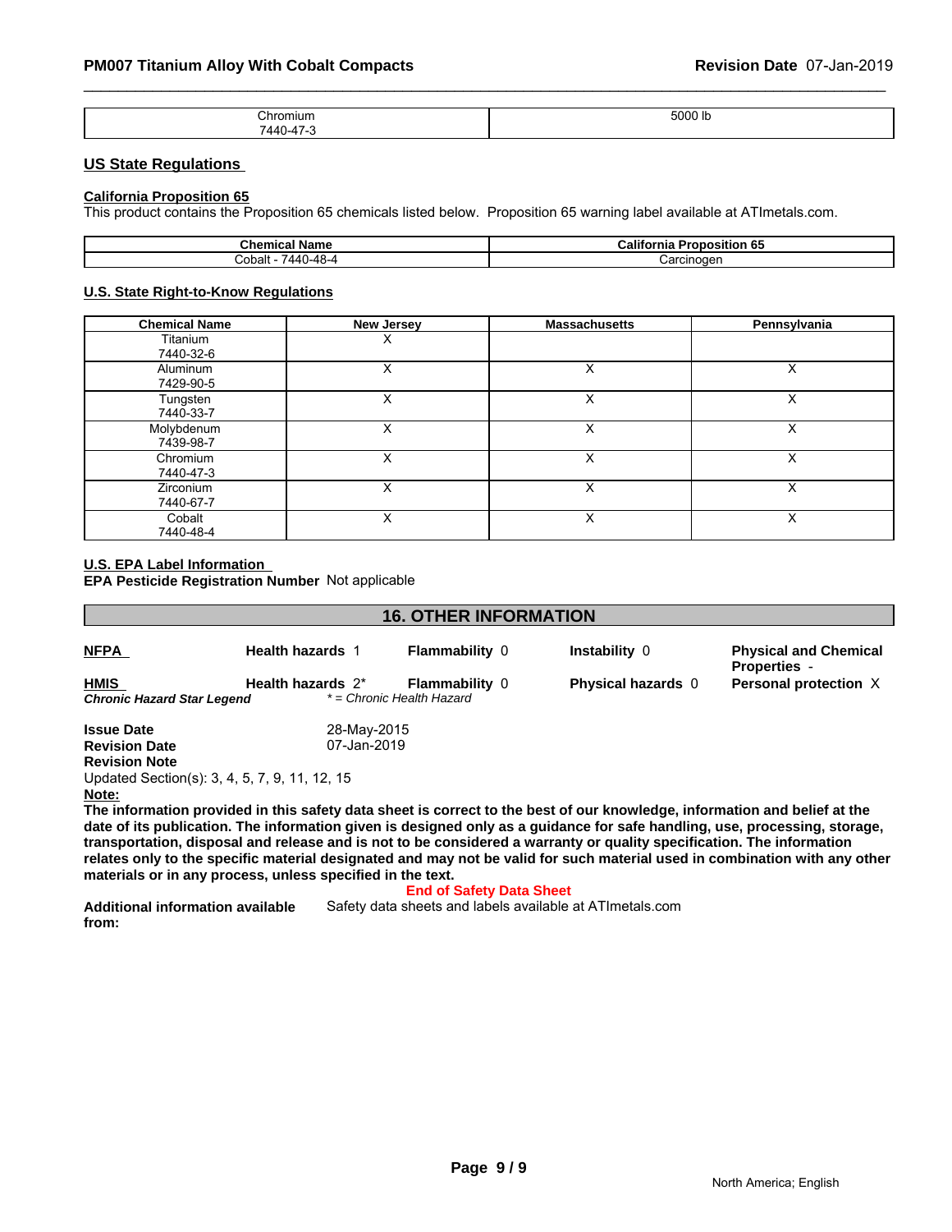| | |
|---|---|
| Chromium<br>7440-47-3 | 5000 lb |

## US State Regulations

### California Proposition 65

This product contains the Proposition 65 chemicals listed below. Proposition 65 warning label available at ATImetals.com.

| Chemical Name | California Proposition 65 |
|---|---|
| Cobalt - 7440-48-4 | Carcinogen |

### U.S. State Right-to-Know Regulations

| Chemical Name | New Jersey | Massachusetts | Pennsylvania |
|---|---|---|---|
| Titanium<br>7440-32-6 | X | | |
| Aluminum<br>7429-90-5 | X | X | X |
| Tungsten<br>7440-33-7 | X | X | X |
| Molybdenum<br>7439-98-7 | X | X | X |
| Chromium<br>7440-47-3 | X | X | X |
| Zirconium<br>7440-67-7 | X | X | X |
| Cobalt<br>7440-48-4 | X | X | X |

### U.S. EPA Label Information

**EPA Pesticide Registration Number** Not applicable

## 16. OTHER INFORMATION

| | | | | |
|---|---|---|---|---|
| **NFPA** | **Health hazards** 1 | **Flammability** 0 | **Instability** 0 | **Physical and Chemical Properties** - |
| **HMIS** | **Health hazards** 2* | **Flammability** 0 | **Physical hazards** 0 | **Personal protection** X |

***Chronic Hazard Star Legend*** *\* = Chronic Health Hazard*

**Issue Date** 28-May-2015
**Revision Date** 07-Jan-2019
**Revision Note**
Updated Section(s): 3, 4, 5, 7, 9, 11, 12, 15

**Note:**

**The information provided in this safety data sheet is correct to the best of our knowledge, information and belief at the date of its publication. The information given is designed only as a guidance for safe handling, use, processing, storage, transportation, disposal and release and is not to be considered a warranty or quality specification. The information relates only to the specific material designated and may not be valid for such material used in combination with any other materials or in any process, unless specified in the text.**

**End of Safety Data Sheet**

**Additional information available from:** Safety data sheets and labels available at ATImetals.com